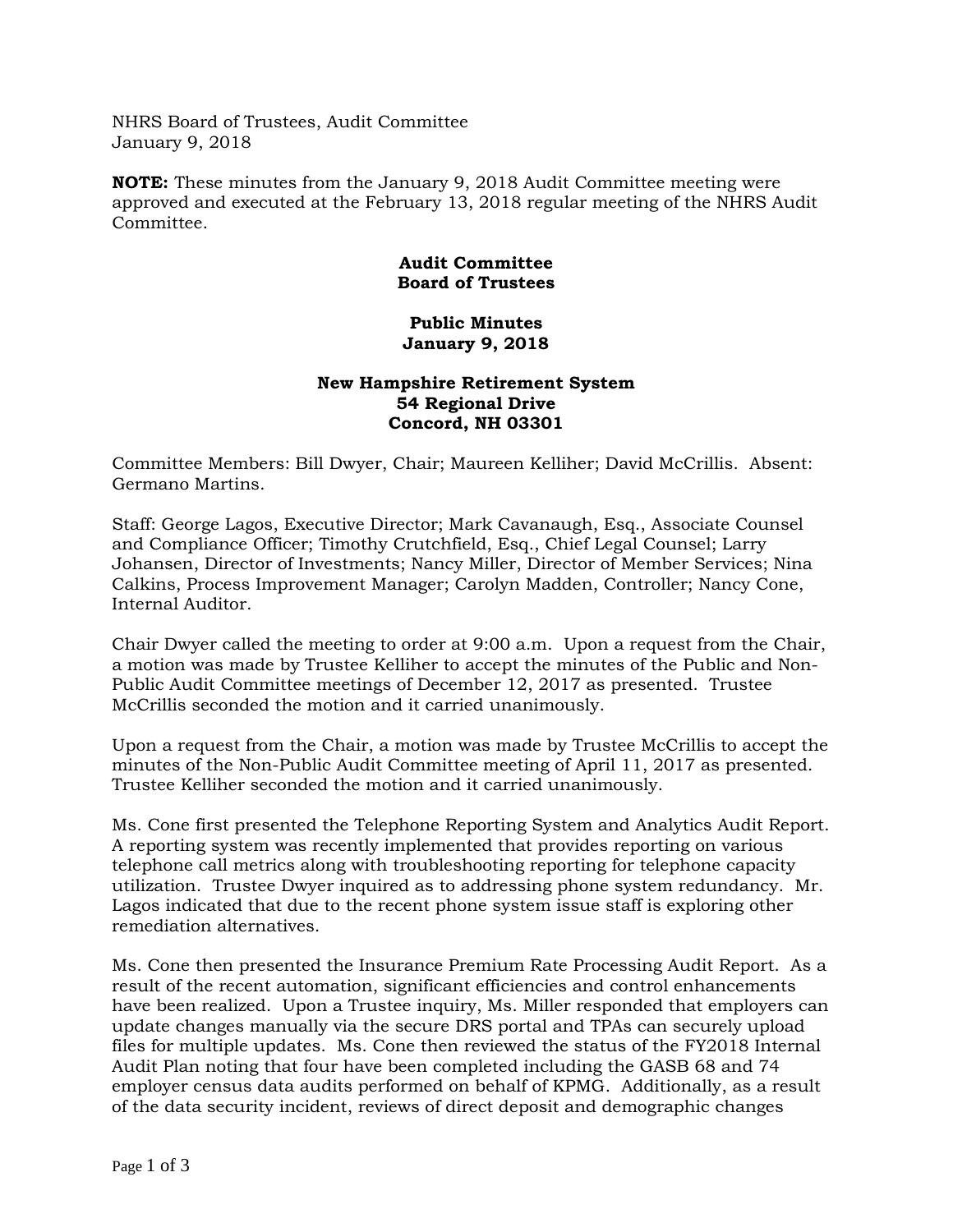NHRS Board of Trustees, Audit Committee
January 9, 2018

**NOTE:** These minutes from the January 9, 2018 Audit Committee meeting were approved and executed at the February 13, 2018 regular meeting of the NHRS Audit Committee.

**Audit Committee**
**Board of Trustees**

**Public Minutes**
**January 9, 2018**

**New Hampshire Retirement System**
**54 Regional Drive**
**Concord, NH 03301**

Committee Members: Bill Dwyer, Chair; Maureen Kelliher; David McCrillis. Absent: Germano Martins.

Staff: George Lagos, Executive Director; Mark Cavanaugh, Esq., Associate Counsel and Compliance Officer; Timothy Crutchfield, Esq., Chief Legal Counsel; Larry Johansen, Director of Investments; Nancy Miller, Director of Member Services; Nina Calkins, Process Improvement Manager; Carolyn Madden, Controller; Nancy Cone, Internal Auditor.

Chair Dwyer called the meeting to order at 9:00 a.m. Upon a request from the Chair, a motion was made by Trustee Kelliher to accept the minutes of the Public and Non-Public Audit Committee meetings of December 12, 2017 as presented. Trustee McCrillis seconded the motion and it carried unanimously.

Upon a request from the Chair, a motion was made by Trustee McCrillis to accept the minutes of the Non-Public Audit Committee meeting of April 11, 2017 as presented. Trustee Kelliher seconded the motion and it carried unanimously.

Ms. Cone first presented the Telephone Reporting System and Analytics Audit Report. A reporting system was recently implemented that provides reporting on various telephone call metrics along with troubleshooting reporting for telephone capacity utilization. Trustee Dwyer inquired as to addressing phone system redundancy. Mr. Lagos indicated that due to the recent phone system issue staff is exploring other remediation alternatives.

Ms. Cone then presented the Insurance Premium Rate Processing Audit Report. As a result of the recent automation, significant efficiencies and control enhancements have been realized. Upon a Trustee inquiry, Ms. Miller responded that employers can update changes manually via the secure DRS portal and TPAs can securely upload files for multiple updates. Ms. Cone then reviewed the status of the FY2018 Internal Audit Plan noting that four have been completed including the GASB 68 and 74 employer census data audits performed on behalf of KPMG. Additionally, as a result of the data security incident, reviews of direct deposit and demographic changes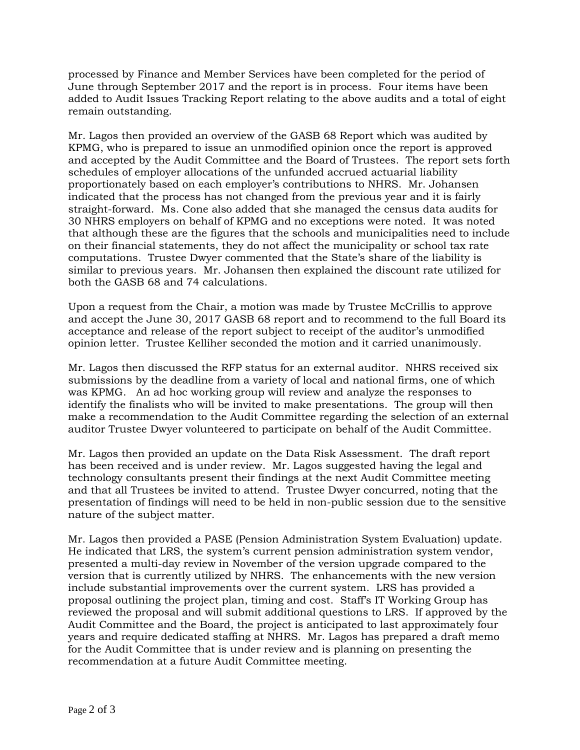processed by Finance and Member Services have been completed for the period of June through September 2017 and the report is in process. Four items have been added to Audit Issues Tracking Report relating to the above audits and a total of eight remain outstanding.

Mr. Lagos then provided an overview of the GASB 68 Report which was audited by KPMG, who is prepared to issue an unmodified opinion once the report is approved and accepted by the Audit Committee and the Board of Trustees. The report sets forth schedules of employer allocations of the unfunded accrued actuarial liability proportionately based on each employer's contributions to NHRS. Mr. Johansen indicated that the process has not changed from the previous year and it is fairly straight-forward. Ms. Cone also added that she managed the census data audits for 30 NHRS employers on behalf of KPMG and no exceptions were noted. It was noted that although these are the figures that the schools and municipalities need to include on their financial statements, they do not affect the municipality or school tax rate computations. Trustee Dwyer commented that the State's share of the liability is similar to previous years. Mr. Johansen then explained the discount rate utilized for both the GASB 68 and 74 calculations.

Upon a request from the Chair, a motion was made by Trustee McCrillis to approve and accept the June 30, 2017 GASB 68 report and to recommend to the full Board its acceptance and release of the report subject to receipt of the auditor's unmodified opinion letter. Trustee Kelliher seconded the motion and it carried unanimously.

Mr. Lagos then discussed the RFP status for an external auditor. NHRS received six submissions by the deadline from a variety of local and national firms, one of which was KPMG. An ad hoc working group will review and analyze the responses to identify the finalists who will be invited to make presentations. The group will then make a recommendation to the Audit Committee regarding the selection of an external auditor Trustee Dwyer volunteered to participate on behalf of the Audit Committee.

Mr. Lagos then provided an update on the Data Risk Assessment. The draft report has been received and is under review. Mr. Lagos suggested having the legal and technology consultants present their findings at the next Audit Committee meeting and that all Trustees be invited to attend. Trustee Dwyer concurred, noting that the presentation of findings will need to be held in non-public session due to the sensitive nature of the subject matter.

Mr. Lagos then provided a PASE (Pension Administration System Evaluation) update. He indicated that LRS, the system's current pension administration system vendor, presented a multi-day review in November of the version upgrade compared to the version that is currently utilized by NHRS. The enhancements with the new version include substantial improvements over the current system. LRS has provided a proposal outlining the project plan, timing and cost. Staff's IT Working Group has reviewed the proposal and will submit additional questions to LRS. If approved by the Audit Committee and the Board, the project is anticipated to last approximately four years and require dedicated staffing at NHRS. Mr. Lagos has prepared a draft memo for the Audit Committee that is under review and is planning on presenting the recommendation at a future Audit Committee meeting.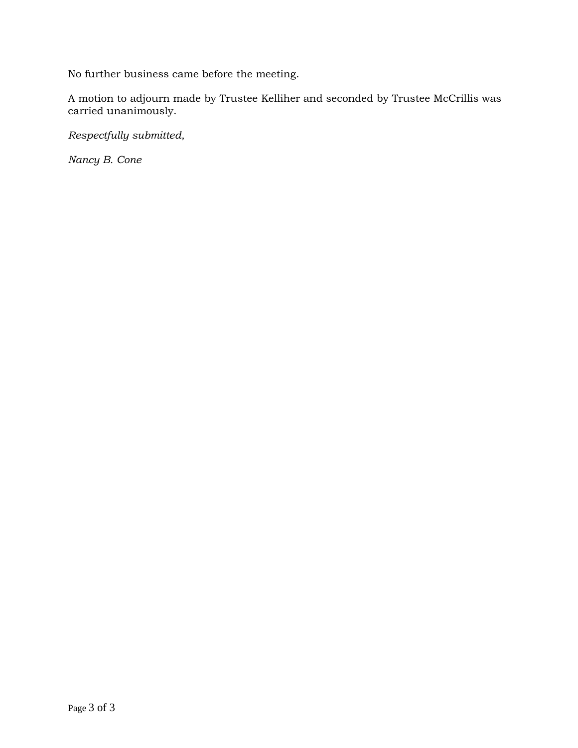No further business came before the meeting.

A motion to adjourn made by Trustee Kelliher and seconded by Trustee McCrillis was carried unanimously.

*Respectfully submitted,*

*Nancy B. Cone*